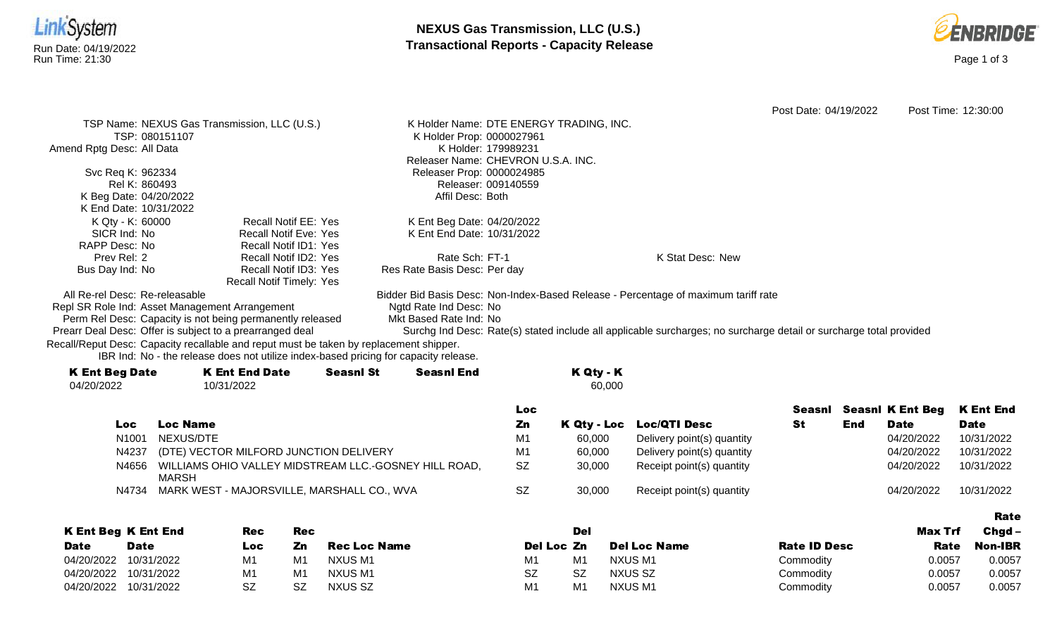# NEXUS Gas Transmission, LLC (U.S.)
## Transactional Reports - Capacity Release

Run Date: 04/19/2022
Run Time: 21:30

Post Date: 04/19/2022 Post Time: 12:30:00

TSP Name: NEXUS Gas Transmission, LLC (U.S.)
TSP: 080151107
Amend Rptg Desc: All Data

Svc Req K: 962334
Rel K: 860493
K Beg Date: 04/20/2022
K End Date: 10/31/2022
K Qty - K: 60000
SICR Ind: No
RAPP Desc: No
Prev Rel: 2
Bus Day Ind: No

Recall Notif EE: Yes
Recall Notif Eve: Yes
Recall Notif ID1: Yes
Recall Notif ID2: Yes
Recall Notif ID3: Yes
Recall Notif Timely: Yes

K Holder Name: DTE ENERGY TRADING, INC.
K Holder Prop: 0000027961
K Holder: 179989231
Releaser Name: CHEVRON U.S.A. INC.
Releaser Prop: 0000024985
Releaser: 009140559
Affil Desc: Both

K Ent Beg Date: 04/20/2022
K Ent End Date: 10/31/2022

Rate Sch: FT-1
Res Rate Basis Desc: Per day

K Stat Desc: New

All Re-rel Desc: Re-releasable
Repl SR Role Ind: Asset Management Arrangement
Perm Rel Desc: Capacity is not being permanently released
Prearr Deal Desc: Offer is subject to a prearranged deal
Recall/Reput Desc: Capacity recallable and reput must be taken by replacement shipper.
IBR Ind: No - the release does not utilize index-based pricing for capacity release.

Bidder Bid Basis Desc: Non-Index-Based Release - Percentage of maximum tariff rate
Ngtd Rate Ind Desc: No
Mkt Based Rate Ind: No
Surchg Ind Desc: Rate(s) stated include all applicable surcharges; no surcharge detail or surcharge total provided

| K Ent Beg Date | K Ent End Date | Seasnl St | Seasnl End | K Qty - K |
|---|---|---|---|---|
| 04/20/2022 | 10/31/2022 | | | 60,000 |

| Loc | Loc Name | Loc Zn | K Qty - Loc | Loc/QTI Desc | Seasnl St | Seasnl End | K Ent Beg Date | K Ent End Date |
|---|---|---|---|---|---|---|---|---|
| N1001 | NEXUS/DTE | M1 | 60,000 | Delivery point(s) quantity | | | 04/20/2022 | 10/31/2022 |
| N4237 | (DTE) VECTOR MILFORD JUNCTION DELIVERY | M1 | 60,000 | Delivery point(s) quantity | | | 04/20/2022 | 10/31/2022 |
| N4656 | WILLIAMS OHIO VALLEY MIDSTREAM LLC.-GOSNEY HILL ROAD, MARSH | SZ | 30,000 | Receipt point(s) quantity | | | 04/20/2022 | 10/31/2022 |
| N4734 | MARK WEST - MAJORSVILLE, MARSHALL CO., WVA | SZ | 30,000 | Receipt point(s) quantity | | | 04/20/2022 | 10/31/2022 |

| K Ent Beg Date | K Ent End Date | Rec Loc | Rec Zn | Rec Loc Name | Del Loc | Del Zn | Del Loc Name | Rate ID Desc | Max Trf Rate | Rate Chgd – Non-IBR |
|---|---|---|---|---|---|---|---|---|---|---|
| 04/20/2022 | 10/31/2022 | M1 | M1 | NXUS M1 | M1 | M1 | NXUS M1 | Commodity | 0.0057 | 0.0057 |
| 04/20/2022 | 10/31/2022 | M1 | M1 | NXUS M1 | SZ | SZ | NXUS SZ | Commodity | 0.0057 | 0.0057 |
| 04/20/2022 | 10/31/2022 | SZ | SZ | NXUS SZ | M1 | M1 | NXUS M1 | Commodity | 0.0057 | 0.0057 |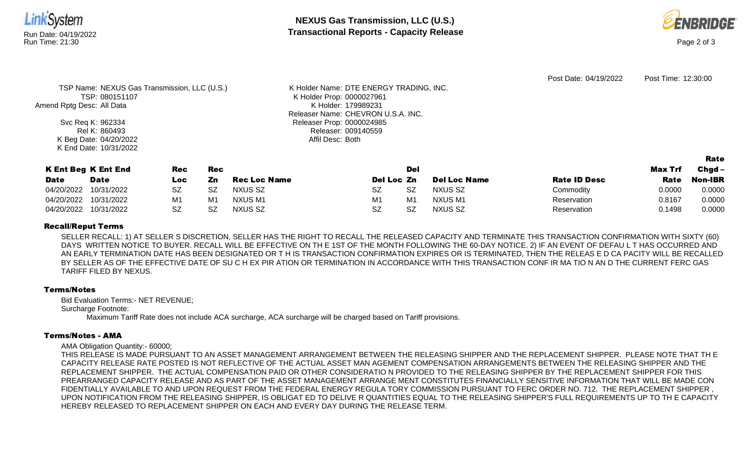Post Date: 04/19/2022 Post Time: 12:30:00

TSP Name: NEXUS Gas Transmission, LLC (U.S.)
TSP: 080151107
Amend Rptg Desc: All Data
Svc Req K: 962334
Rel K: 860493
K Beg Date: 04/20/2022
K End Date: 10/31/2022

K Holder Name: DTE ENERGY TRADING, INC.
K Holder Prop: 0000027961
K Holder: 179989231
Releaser Name: CHEVRON U.S.A. INC.
Releaser Prop: 0000024985
Releaser: 009140559
Affil Desc: Both

| K Ent Beg Date | K Ent End Date | Rec Loc | Rec Zn | Rec Loc Name | Del Loc | Del Zn | Del Loc Name | Rate ID Desc | Max Trf Rate | Rate Chgd – Non-IBR |
|---|---|---|---|---|---|---|---|---|---|---|
| 04/20/2022 | 10/31/2022 | SZ | SZ | NXUS SZ | SZ | SZ | NXUS SZ | Commodity | 0.0000 | 0.0000 |
| 04/20/2022 | 10/31/2022 | M1 | M1 | NXUS M1 | M1 | M1 | NXUS M1 | Reservation | 0.8167 | 0.0000 |
| 04/20/2022 | 10/31/2022 | SZ | SZ | NXUS SZ | SZ | SZ | NXUS SZ | Reservation | 0.1498 | 0.0000 |

### Recall/Reput Terms

SELLER RECALL: 1) AT SELLER S DISCRETION, SELLER HAS THE RIGHT TO RECALL THE RELEASED CAPACITY AND TERMINATE THIS TRANSACTION CONFIRMATION WITH SIXTY (60) DAYS WRITTEN NOTICE TO BUYER. RECALL WILL BE EFFECTIVE ON TH E 1ST OF THE MONTH FOLLOWING THE 60-DAY NOTICE. 2) IF AN EVENT OF DEFAU L T HAS OCCURRED AND AN EARLY TERMINATION DATE HAS BEEN DESIGNATED OR T H IS TRANSACTION CONFIRMATION EXPIRES OR IS TERMINATED, THEN THE RELEAS E D CA PACITY WILL BE RECALLED BY SELLER AS OF THE EFFECTIVE DATE OF SU C H EX PIR ATION OR TERMINATION IN ACCORDANCE WITH THIS TRANSACTION CONF IR MA TIO N AN D THE CURRENT FERC GAS TARIFF FILED BY NEXUS.

### Terms/Notes

Bid Evaluation Terms:- NET REVENUE;

Surcharge Footnote:

Maximum Tariff Rate does not include ACA surcharge, ACA surcharge will be charged based on Tariff provisions.

### Terms/Notes - AMA

AMA Obligation Quantity:- 60000;

THIS RELEASE IS MADE PURSUANT TO AN ASSET MANAGEMENT ARRANGEMENT BETWEEN THE RELEASING SHIPPER AND THE REPLACEMENT SHIPPER. PLEASE NOTE THAT TH E CAPACITY RELEASE RATE POSTED IS NOT REFLECTIVE OF THE ACTUAL ASSET MAN AGEMENT COMPENSATION ARRANGEMENTS BETWEEN THE RELEASING SHIPPER AND THE REPLACEMENT SHIPPER. THE ACTUAL COMPENSATION PAID OR OTHER CONSIDERATIO N PROVIDED TO THE RELEASING SHIPPER BY THE REPLACEMENT SHIPPER FOR THIS PREARRANGED CAPACITY RELEASE AND AS PART OF THE ASSET MANAGEMENT ARRANGE MENT CONSTITUTES FINANCIALLY SENSITIVE INFORMATION THAT WILL BE MADE CON FIDENTIALLY AVAILABLE TO AND UPON REQUEST FROM THE FEDERAL ENERGY REGULA TORY COMMISSION PURSUANT TO FERC ORDER NO. 712. THE REPLACEMENT SHIPPER , UPON NOTIFICATION FROM THE RELEASING SHIPPER, IS OBLIGAT ED TO DELIVE R QUANTITIES EQUAL TO THE RELEASING SHIPPER'S FULL REQUIREMENTS UP TO TH E CAPACITY HEREBY RELEASED TO REPLACEMENT SHIPPER ON EACH AND EVERY DAY DURING THE RELEASE TERM.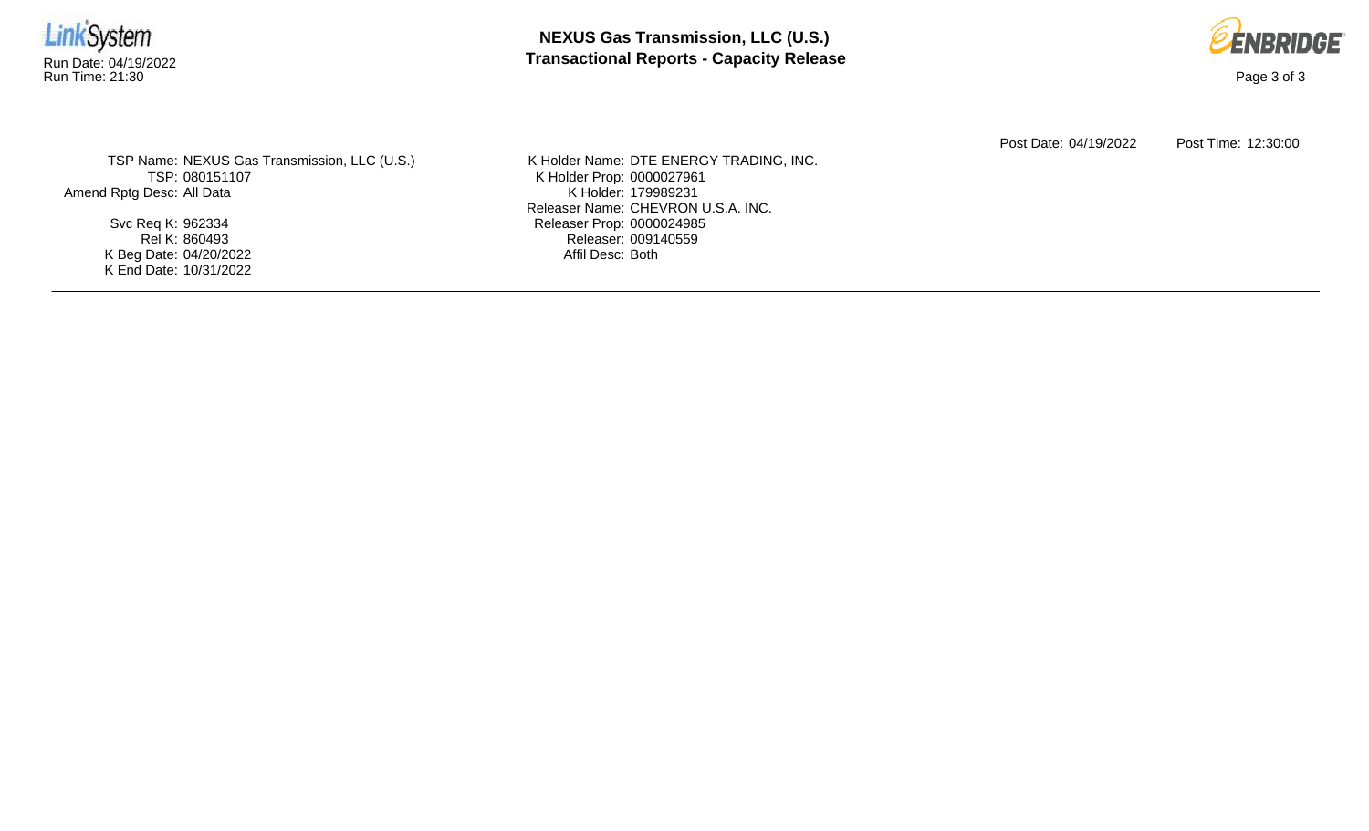Post Date: 04/19/2022 Post Time: 12:30:00

TSP Name: NEXUS Gas Transmission, LLC (U.S.)
TSP: 080151107
Amend Rptg Desc: All Data

Svc Req K: 962334
Rel K: 860493
K Beg Date: 04/20/2022
K End Date: 10/31/2022

K Holder Name: DTE ENERGY TRADING, INC.
K Holder Prop: 0000027961
K Holder: 179989231
Releaser Name: CHEVRON U.S.A. INC.
Releaser Prop: 0000024985
Releaser: 009140559
Affil Desc: Both

---